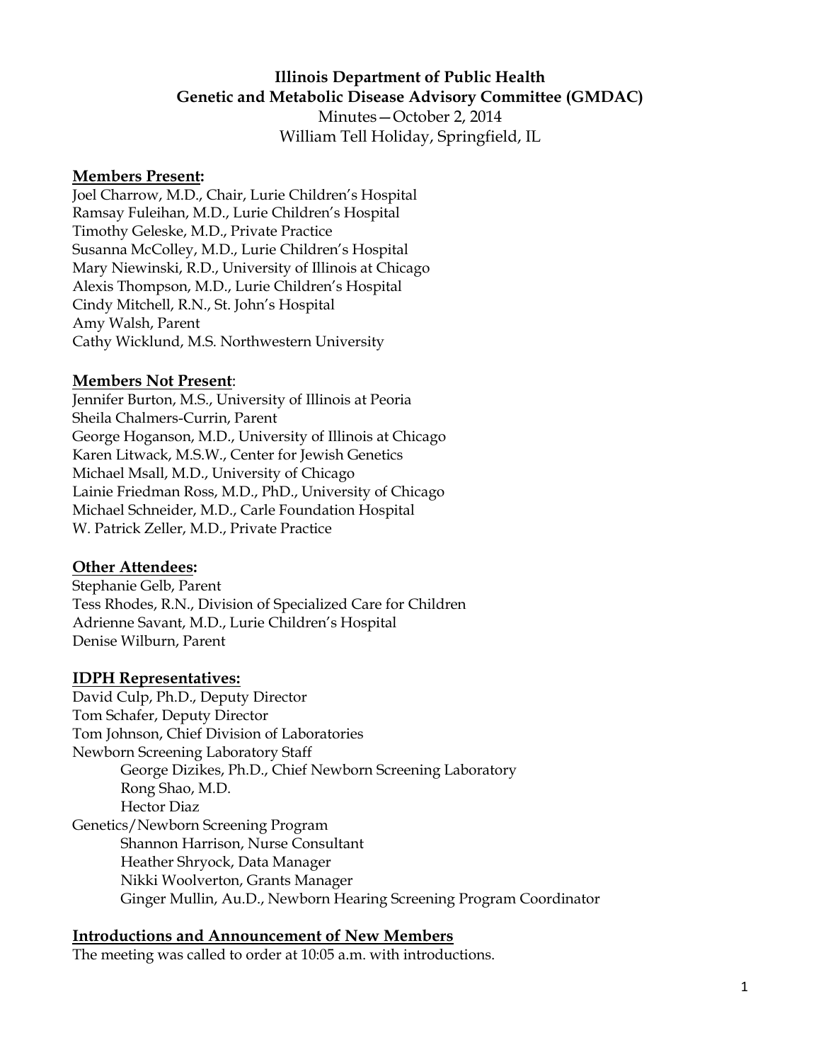**Illinois Department of Public Health**
**Genetic and Metabolic Disease Advisory Committee (GMDAC)**
Minutes—October 2, 2014
William Tell Holiday, Springfield, IL

## Members Present:

Joel Charrow, M.D., Chair, Lurie Children's Hospital
Ramsay Fuleihan, M.D., Lurie Children's Hospital
Timothy Geleske, M.D., Private Practice
Susanna McColley, M.D., Lurie Children's Hospital
Mary Niewinski, R.D., University of Illinois at Chicago
Alexis Thompson, M.D., Lurie Children's Hospital
Cindy Mitchell, R.N., St. John's Hospital
Amy Walsh, Parent
Cathy Wicklund, M.S. Northwestern University

## Members Not Present:

Jennifer Burton, M.S., University of Illinois at Peoria
Sheila Chalmers-Currin, Parent
George Hoganson, M.D., University of Illinois at Chicago
Karen Litwack, M.S.W., Center for Jewish Genetics
Michael Msall, M.D., University of Chicago
Lainie Friedman Ross, M.D., PhD., University of Chicago
Michael Schneider, M.D., Carle Foundation Hospital
W. Patrick Zeller, M.D., Private Practice

## Other Attendees:

Stephanie Gelb, Parent
Tess Rhodes, R.N., Division of Specialized Care for Children
Adrienne Savant, M.D., Lurie Children's Hospital
Denise Wilburn, Parent

## IDPH Representatives:

David Culp, Ph.D., Deputy Director
Tom Schafer, Deputy Director
Tom Johnson, Chief Division of Laboratories
Newborn Screening Laboratory Staff
- George Dizikes, Ph.D., Chief Newborn Screening Laboratory
- Rong Shao, M.D.
- Hector Diaz

Genetics/Newborn Screening Program
- Shannon Harrison, Nurse Consultant
- Heather Shryock, Data Manager
- Nikki Woolverton, Grants Manager
- Ginger Mullin, Au.D., Newborn Hearing Screening Program Coordinator

## Introductions and Announcement of New Members

The meeting was called to order at 10:05 a.m. with introductions.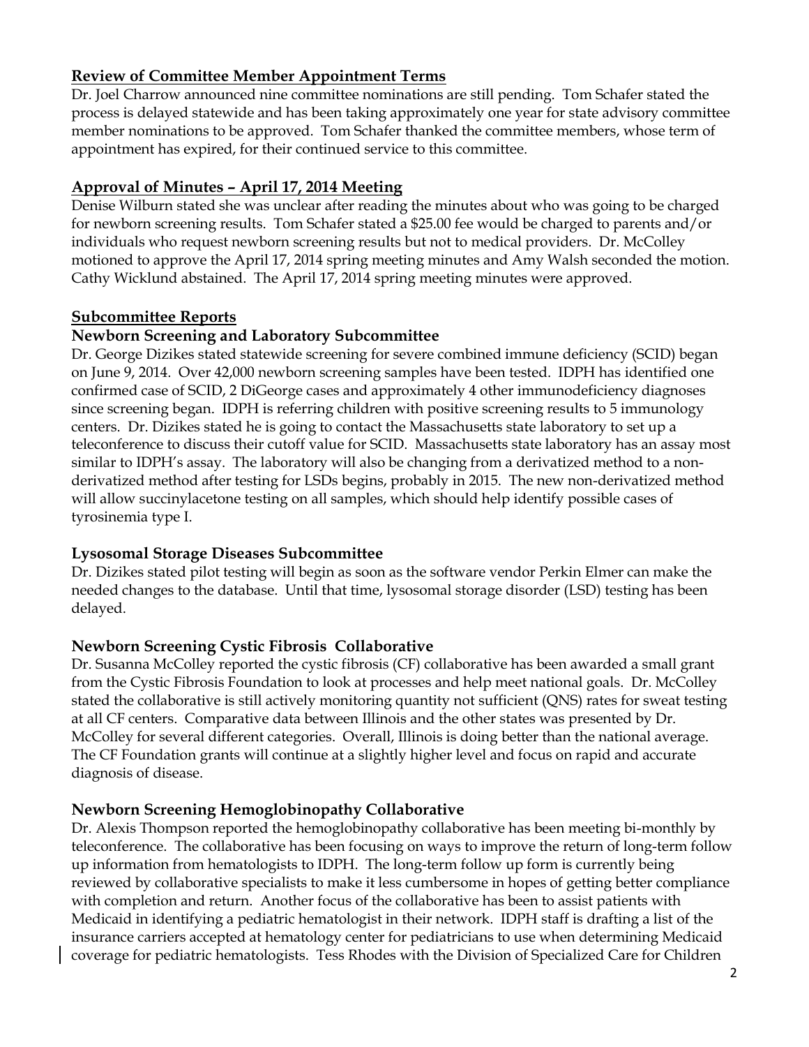## Review of Committee Member Appointment Terms

Dr. Joel Charrow announced nine committee nominations are still pending. Tom Schafer stated the process is delayed statewide and has been taking approximately one year for state advisory committee member nominations to be approved. Tom Schafer thanked the committee members, whose term of appointment has expired, for their continued service to this committee.

## Approval of Minutes – April 17, 2014 Meeting

Denise Wilburn stated she was unclear after reading the minutes about who was going to be charged for newborn screening results. Tom Schafer stated a $25.00 fee would be charged to parents and/or individuals who request newborn screening results but not to medical providers. Dr. McColley motioned to approve the April 17, 2014 spring meeting minutes and Amy Walsh seconded the motion. Cathy Wicklund abstained. The April 17, 2014 spring meeting minutes were approved.

## Subcommittee Reports

### Newborn Screening and Laboratory Subcommittee

Dr. George Dizikes stated statewide screening for severe combined immune deficiency (SCID) began on June 9, 2014. Over 42,000 newborn screening samples have been tested. IDPH has identified one confirmed case of SCID, 2 DiGeorge cases and approximately 4 other immunodeficiency diagnoses since screening began. IDPH is referring children with positive screening results to 5 immunology centers. Dr. Dizikes stated he is going to contact the Massachusetts state laboratory to set up a teleconference to discuss their cutoff value for SCID. Massachusetts state laboratory has an assay most similar to IDPH's assay. The laboratory will also be changing from a derivatized method to a non-derivatized method after testing for LSDs begins, probably in 2015. The new non-derivatized method will allow succinylacetone testing on all samples, which should help identify possible cases of tyrosinemia type I.

### Lysosomal Storage Diseases Subcommittee

Dr. Dizikes stated pilot testing will begin as soon as the software vendor Perkin Elmer can make the needed changes to the database. Until that time, lysosomal storage disorder (LSD) testing has been delayed.

### Newborn Screening Cystic Fibrosis Collaborative

Dr. Susanna McColley reported the cystic fibrosis (CF) collaborative has been awarded a small grant from the Cystic Fibrosis Foundation to look at processes and help meet national goals. Dr. McColley stated the collaborative is still actively monitoring quantity not sufficient (QNS) rates for sweat testing at all CF centers. Comparative data between Illinois and the other states was presented by Dr. McColley for several different categories. Overall, Illinois is doing better than the national average. The CF Foundation grants will continue at a slightly higher level and focus on rapid and accurate diagnosis of disease.

### Newborn Screening Hemoglobinopathy Collaborative

Dr. Alexis Thompson reported the hemoglobinopathy collaborative has been meeting bi-monthly by teleconference. The collaborative has been focusing on ways to improve the return of long-term follow up information from hematologists to IDPH. The long-term follow up form is currently being reviewed by collaborative specialists to make it less cumbersome in hopes of getting better compliance with completion and return. Another focus of the collaborative has been to assist patients with Medicaid in identifying a pediatric hematologist in their network. IDPH staff is drafting a list of the insurance carriers accepted at hematology center for pediatricians to use when determining Medicaid coverage for pediatric hematologists. Tess Rhodes with the Division of Specialized Care for Children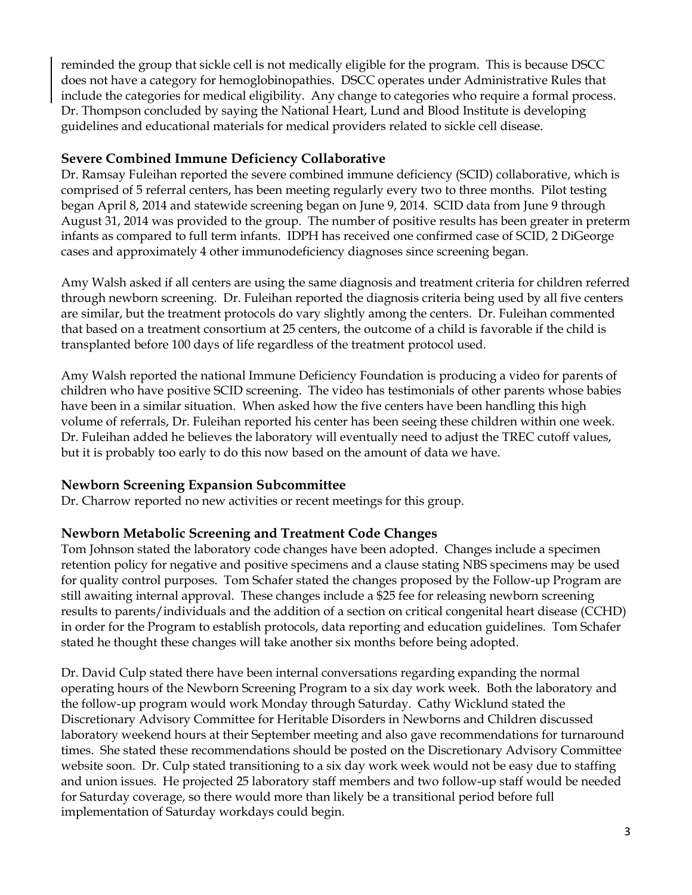reminded the group that sickle cell is not medically eligible for the program. This is because DSCC does not have a category for hemoglobinopathies. DSCC operates under Administrative Rules that include the categories for medical eligibility. Any change to categories who require a formal process. Dr. Thompson concluded by saying the National Heart, Lund and Blood Institute is developing guidelines and educational materials for medical providers related to sickle cell disease.

### Severe Combined Immune Deficiency Collaborative

Dr. Ramsay Fuleihan reported the severe combined immune deficiency (SCID) collaborative, which is comprised of 5 referral centers, has been meeting regularly every two to three months. Pilot testing began April 8, 2014 and statewide screening began on June 9, 2014. SCID data from June 9 through August 31, 2014 was provided to the group. The number of positive results has been greater in preterm infants as compared to full term infants. IDPH has received one confirmed case of SCID, 2 DiGeorge cases and approximately 4 other immunodeficiency diagnoses since screening began.

Amy Walsh asked if all centers are using the same diagnosis and treatment criteria for children referred through newborn screening. Dr. Fuleihan reported the diagnosis criteria being used by all five centers are similar, but the treatment protocols do vary slightly among the centers. Dr. Fuleihan commented that based on a treatment consortium at 25 centers, the outcome of a child is favorable if the child is transplanted before 100 days of life regardless of the treatment protocol used.

Amy Walsh reported the national Immune Deficiency Foundation is producing a video for parents of children who have positive SCID screening. The video has testimonials of other parents whose babies have been in a similar situation. When asked how the five centers have been handling this high volume of referrals, Dr. Fuleihan reported his center has been seeing these children within one week. Dr. Fuleihan added he believes the laboratory will eventually need to adjust the TREC cutoff values, but it is probably too early to do this now based on the amount of data we have.

### Newborn Screening Expansion Subcommittee

Dr. Charrow reported no new activities or recent meetings for this group.

### Newborn Metabolic Screening and Treatment Code Changes

Tom Johnson stated the laboratory code changes have been adopted. Changes include a specimen retention policy for negative and positive specimens and a clause stating NBS specimens may be used for quality control purposes. Tom Schafer stated the changes proposed by the Follow-up Program are still awaiting internal approval. These changes include a $25 fee for releasing newborn screening results to parents/individuals and the addition of a section on critical congenital heart disease (CCHD) in order for the Program to establish protocols, data reporting and education guidelines. Tom Schafer stated he thought these changes will take another six months before being adopted.

Dr. David Culp stated there have been internal conversations regarding expanding the normal operating hours of the Newborn Screening Program to a six day work week. Both the laboratory and the follow-up program would work Monday through Saturday. Cathy Wicklund stated the Discretionary Advisory Committee for Heritable Disorders in Newborns and Children discussed laboratory weekend hours at their September meeting and also gave recommendations for turnaround times. She stated these recommendations should be posted on the Discretionary Advisory Committee website soon. Dr. Culp stated transitioning to a six day work week would not be easy due to staffing and union issues. He projected 25 laboratory staff members and two follow-up staff would be needed for Saturday coverage, so there would more than likely be a transitional period before full implementation of Saturday workdays could begin.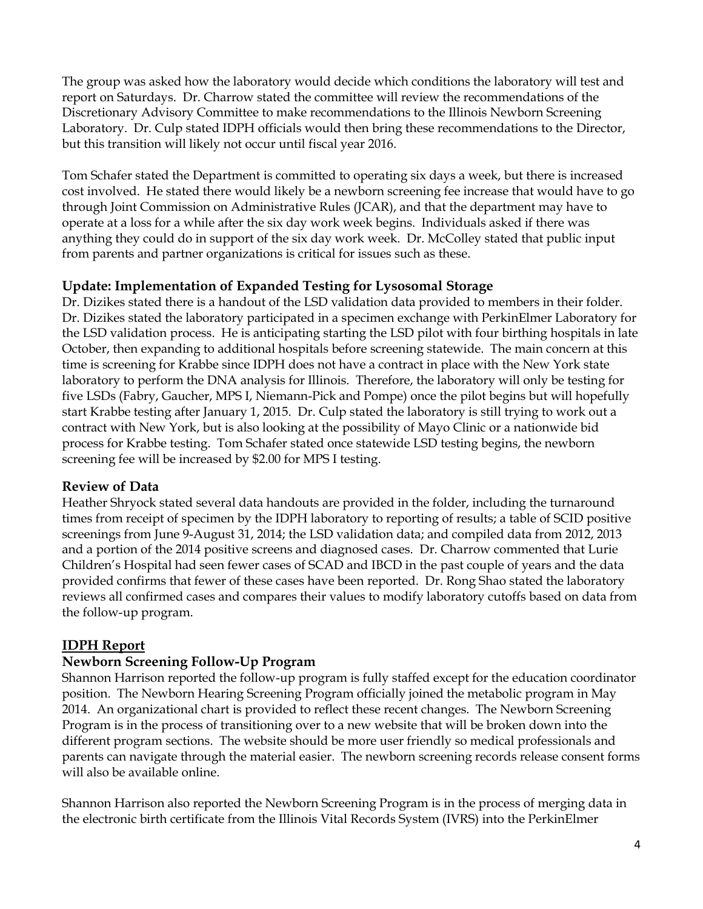The group was asked how the laboratory would decide which conditions the laboratory will test and report on Saturdays. Dr. Charrow stated the committee will review the recommendations of the Discretionary Advisory Committee to make recommendations to the Illinois Newborn Screening Laboratory. Dr. Culp stated IDPH officials would then bring these recommendations to the Director, but this transition will likely not occur until fiscal year 2016.

Tom Schafer stated the Department is committed to operating six days a week, but there is increased cost involved. He stated there would likely be a newborn screening fee increase that would have to go through Joint Commission on Administrative Rules (JCAR), and that the department may have to operate at a loss for a while after the six day work week begins. Individuals asked if there was anything they could do in support of the six day work week. Dr. McColley stated that public input from parents and partner organizations is critical for issues such as these.

### Update: Implementation of Expanded Testing for Lysosomal Storage

Dr. Dizikes stated there is a handout of the LSD validation data provided to members in their folder. Dr. Dizikes stated the laboratory participated in a specimen exchange with PerkinElmer Laboratory for the LSD validation process. He is anticipating starting the LSD pilot with four birthing hospitals in late October, then expanding to additional hospitals before screening statewide. The main concern at this time is screening for Krabbe since IDPH does not have a contract in place with the New York state laboratory to perform the DNA analysis for Illinois. Therefore, the laboratory will only be testing for five LSDs (Fabry, Gaucher, MPS I, Niemann-Pick and Pompe) once the pilot begins but will hopefully start Krabbe testing after January 1, 2015. Dr. Culp stated the laboratory is still trying to work out a contract with New York, but is also looking at the possibility of Mayo Clinic or a nationwide bid process for Krabbe testing. Tom Schafer stated once statewide LSD testing begins, the newborn screening fee will be increased by $2.00 for MPS I testing.

### Review of Data

Heather Shryock stated several data handouts are provided in the folder, including the turnaround times from receipt of specimen by the IDPH laboratory to reporting of results; a table of SCID positive screenings from June 9-August 31, 2014; the LSD validation data; and compiled data from 2012, 2013 and a portion of the 2014 positive screens and diagnosed cases. Dr. Charrow commented that Lurie Children's Hospital had seen fewer cases of SCAD and IBCD in the past couple of years and the data provided confirms that fewer of these cases have been reported. Dr. Rong Shao stated the laboratory reviews all confirmed cases and compares their values to modify laboratory cutoffs based on data from the follow-up program.

## IDPH Report

### Newborn Screening Follow-Up Program

Shannon Harrison reported the follow-up program is fully staffed except for the education coordinator position. The Newborn Hearing Screening Program officially joined the metabolic program in May 2014. An organizational chart is provided to reflect these recent changes. The Newborn Screening Program is in the process of transitioning over to a new website that will be broken down into the different program sections. The website should be more user friendly so medical professionals and parents can navigate through the material easier. The newborn screening records release consent forms will also be available online.

Shannon Harrison also reported the Newborn Screening Program is in the process of merging data in the electronic birth certificate from the Illinois Vital Records System (IVRS) into the PerkinElmer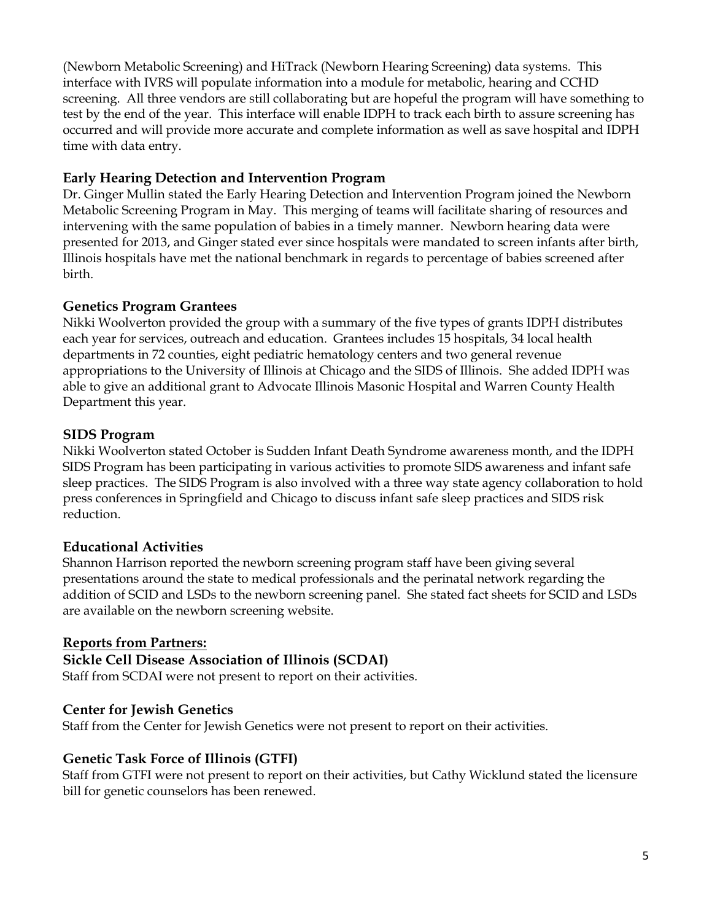(Newborn Metabolic Screening) and HiTrack (Newborn Hearing Screening) data systems. This interface with IVRS will populate information into a module for metabolic, hearing and CCHD screening. All three vendors are still collaborating but are hopeful the program will have something to test by the end of the year. This interface will enable IDPH to track each birth to assure screening has occurred and will provide more accurate and complete information as well as save hospital and IDPH time with data entry.

### Early Hearing Detection and Intervention Program

Dr. Ginger Mullin stated the Early Hearing Detection and Intervention Program joined the Newborn Metabolic Screening Program in May. This merging of teams will facilitate sharing of resources and intervening with the same population of babies in a timely manner. Newborn hearing data were presented for 2013, and Ginger stated ever since hospitals were mandated to screen infants after birth, Illinois hospitals have met the national benchmark in regards to percentage of babies screened after birth.

### Genetics Program Grantees

Nikki Woolverton provided the group with a summary of the five types of grants IDPH distributes each year for services, outreach and education. Grantees includes 15 hospitals, 34 local health departments in 72 counties, eight pediatric hematology centers and two general revenue appropriations to the University of Illinois at Chicago and the SIDS of Illinois. She added IDPH was able to give an additional grant to Advocate Illinois Masonic Hospital and Warren County Health Department this year.

### SIDS Program

Nikki Woolverton stated October is Sudden Infant Death Syndrome awareness month, and the IDPH SIDS Program has been participating in various activities to promote SIDS awareness and infant safe sleep practices. The SIDS Program is also involved with a three way state agency collaboration to hold press conferences in Springfield and Chicago to discuss infant safe sleep practices and SIDS risk reduction.

### Educational Activities

Shannon Harrison reported the newborn screening program staff have been giving several presentations around the state to medical professionals and the perinatal network regarding the addition of SCID and LSDs to the newborn screening panel. She stated fact sheets for SCID and LSDs are available on the newborn screening website.

## Reports from Partners:

### Sickle Cell Disease Association of Illinois (SCDAI)

Staff from SCDAI were not present to report on their activities.

### Center for Jewish Genetics

Staff from the Center for Jewish Genetics were not present to report on their activities.

### Genetic Task Force of Illinois (GTFI)

Staff from GTFI were not present to report on their activities, but Cathy Wicklund stated the licensure bill for genetic counselors has been renewed.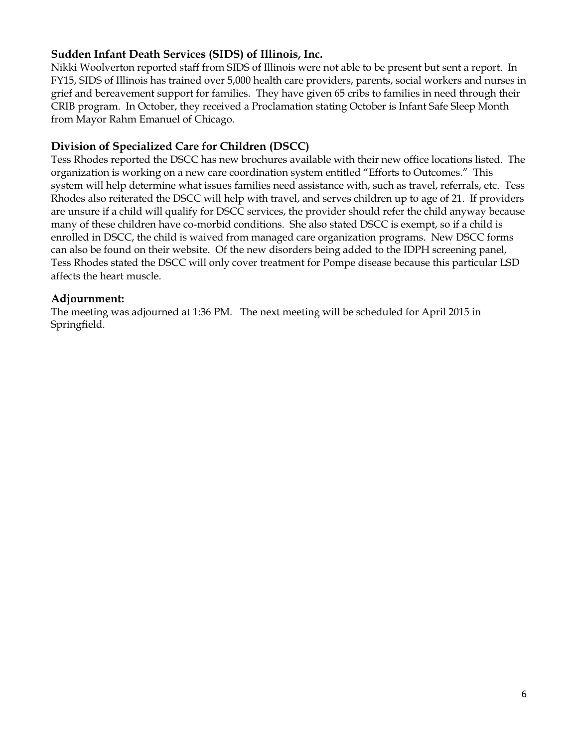### Sudden Infant Death Services (SIDS) of Illinois, Inc.

Nikki Woolverton reported staff from SIDS of Illinois were not able to be present but sent a report. In FY15, SIDS of Illinois has trained over 5,000 health care providers, parents, social workers and nurses in grief and bereavement support for families. They have given 65 cribs to families in need through their CRIB program. In October, they received a Proclamation stating October is Infant Safe Sleep Month from Mayor Rahm Emanuel of Chicago.

### Division of Specialized Care for Children (DSCC)

Tess Rhodes reported the DSCC has new brochures available with their new office locations listed. The organization is working on a new care coordination system entitled "Efforts to Outcomes." This system will help determine what issues families need assistance with, such as travel, referrals, etc. Tess Rhodes also reiterated the DSCC will help with travel, and serves children up to age of 21. If providers are unsure if a child will qualify for DSCC services, the provider should refer the child anyway because many of these children have co-morbid conditions. She also stated DSCC is exempt, so if a child is enrolled in DSCC, the child is waived from managed care organization programs. New DSCC forms can also be found on their website. Of the new disorders being added to the IDPH screening panel, Tess Rhodes stated the DSCC will only cover treatment for Pompe disease because this particular LSD affects the heart muscle.

### Adjournment:

The meeting was adjourned at 1:36 PM. The next meeting will be scheduled for April 2015 in Springfield.